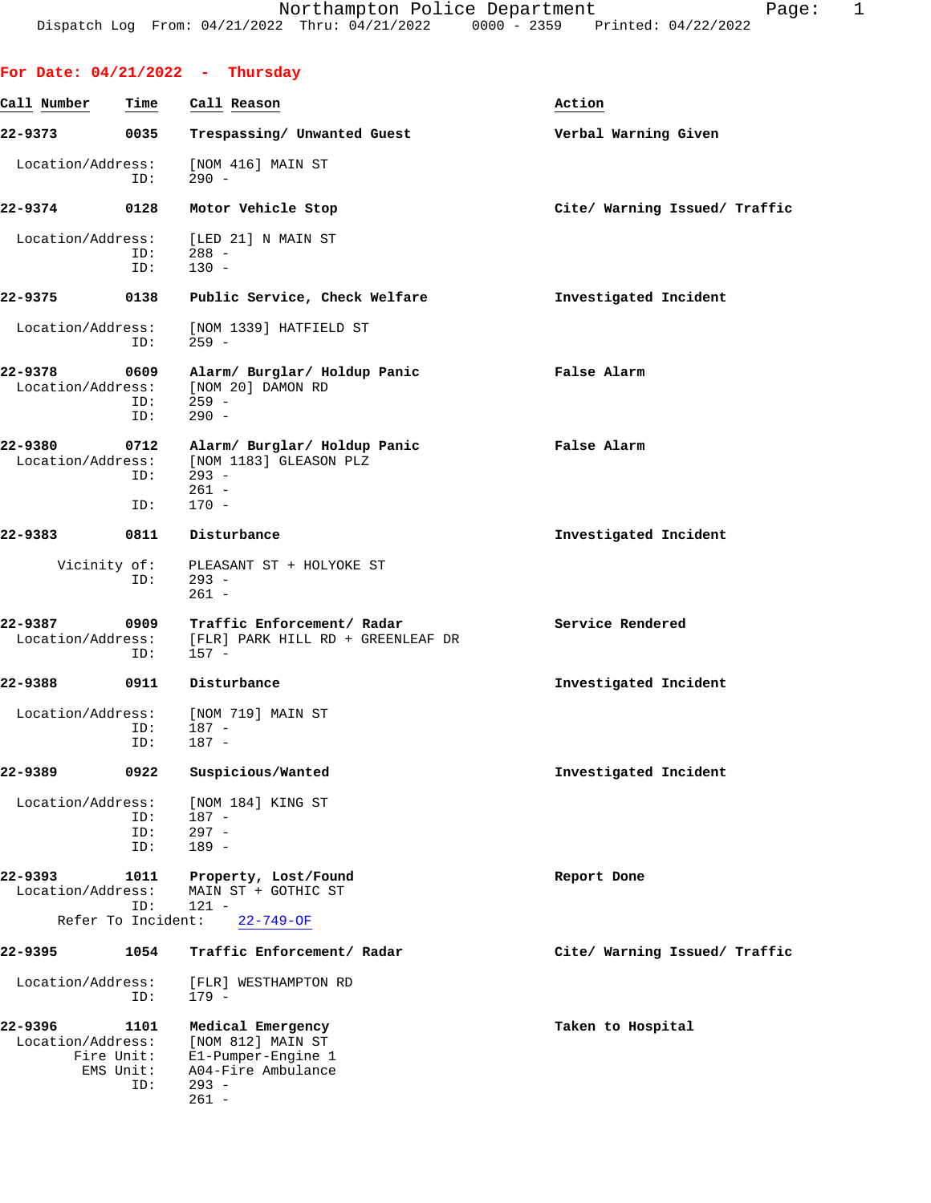Dispatch Log From: 04/21/2022 Thru: 04/21/2022 0000 - 2359 Printed: 04/22/2022

## For Date: 04/21/2022 - Thursday

| Call Number | Time | Call Reason | Action |
|---|---|---|---|
| 22-9373 | 0035 | Trespassing/ Unwanted Guest | Verbal Warning Given |

Location/Address: [NOM 416] MAIN ST
ID: 290 -

| Call Number | Time | Call Reason | Action |
|---|---|---|---|
| 22-9374 | 0128 | Motor Vehicle Stop | Cite/ Warning Issued/ Traffic |

Location/Address: [LED 21] N MAIN ST
ID: 288 -
ID: 130 -

| Call Number | Time | Call Reason | Action |
|---|---|---|---|
| 22-9375 | 0138 | Public Service, Check Welfare | Investigated Incident |

Location/Address: [NOM 1339] HATFIELD ST
ID: 259 -

| Call Number | Time | Call Reason | Action |
|---|---|---|---|
| 22-9378 | 0609 | Alarm/ Burglar/ Holdup Panic | False Alarm |

Location/Address: [NOM 20] DAMON RD
ID: 259 -
ID: 290 -

| Call Number | Time | Call Reason | Action |
|---|---|---|---|
| 22-9380 | 0712 | Alarm/ Burglar/ Holdup Panic | False Alarm |

Location/Address: [NOM 1183] GLEASON PLZ
ID: 293 -
261 -
ID: 170 -

| Call Number | Time | Call Reason | Action |
|---|---|---|---|
| 22-9383 | 0811 | Disturbance | Investigated Incident |

Vicinity of: PLEASANT ST + HOLYOKE ST
ID: 293 -
261 -

| Call Number | Time | Call Reason | Action |
|---|---|---|---|
| 22-9387 | 0909 | Traffic Enforcement/ Radar | Service Rendered |

Location/Address: [FLR] PARK HILL RD + GREENLEAF DR
ID: 157 -

| Call Number | Time | Call Reason | Action |
|---|---|---|---|
| 22-9388 | 0911 | Disturbance | Investigated Incident |

Location/Address: [NOM 719] MAIN ST
ID: 187 -
ID: 187 -

| Call Number | Time | Call Reason | Action |
|---|---|---|---|
| 22-9389 | 0922 | Suspicious/Wanted | Investigated Incident |

Location/Address: [NOM 184] KING ST
ID: 187 -
ID: 297 -
ID: 189 -

| Call Number | Time | Call Reason | Action |
|---|---|---|---|
| 22-9393 | 1011 | Property, Lost/Found | Report Done |

Location/Address: MAIN ST + GOTHIC ST
ID: 121 -
Refer To Incident: 22-749-OF

| Call Number | Time | Call Reason | Action |
|---|---|---|---|
| 22-9395 | 1054 | Traffic Enforcement/ Radar | Cite/ Warning Issued/ Traffic |

Location/Address: [FLR] WESTHAMPTON RD
ID: 179 -

| Call Number | Time | Call Reason | Action |
|---|---|---|---|
| 22-9396 | 1101 | Medical Emergency | Taken to Hospital |

Location/Address: [NOM 812] MAIN ST
Fire Unit: E1-Pumper-Engine 1
EMS Unit: A04-Fire Ambulance
ID: 293 -
261 -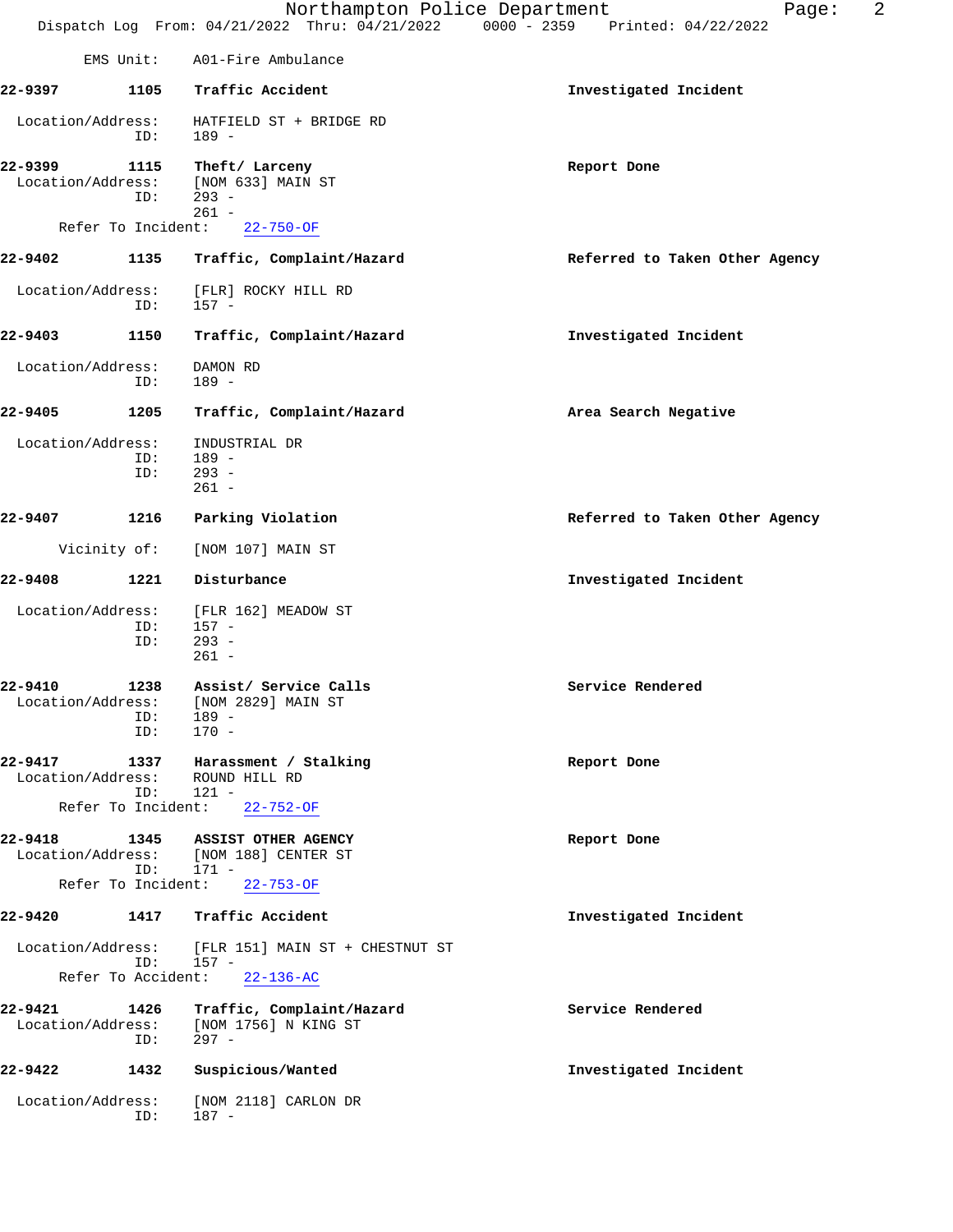EMS Unit: A01-Fire Ambulance

**22-9397** **1105** **Traffic Accident** **Investigated Incident**

Location/Address: HATFIELD ST + BRIDGE RD
ID: 189 -

**22-9399** **1115** **Theft/ Larceny** **Report Done**

Location/Address: [NOM 633] MAIN ST
ID: 293 -
261 -
Refer To Incident: 22-750-OF

**22-9402** **1135** **Traffic, Complaint/Hazard** **Referred to Taken Other Agency**

Location/Address: [FLR] ROCKY HILL RD
ID: 157 -

**22-9403** **1150** **Traffic, Complaint/Hazard** **Investigated Incident**

Location/Address: DAMON RD
ID: 189 -

**22-9405** **1205** **Traffic, Complaint/Hazard** **Area Search Negative**

Location/Address: INDUSTRIAL DR
ID: 189 -
ID: 293 -
261 -

**22-9407** **1216** **Parking Violation** **Referred to Taken Other Agency**

Vicinity of: [NOM 107] MAIN ST

**22-9408** **1221** **Disturbance** **Investigated Incident**

Location/Address: [FLR 162] MEADOW ST
ID: 157 -
ID: 293 -
261 -

**22-9410** **1238** **Assist/ Service Calls** **Service Rendered**

Location/Address: [NOM 2829] MAIN ST
ID: 189 -
ID: 170 -

**22-9417** **1337** **Harassment / Stalking** **Report Done**

Location/Address: ROUND HILL RD
ID: 121 -
Refer To Incident: 22-752-OF

**22-9418** **1345** **ASSIST OTHER AGENCY** **Report Done**

Location/Address: [NOM 188] CENTER ST
ID: 171 -
Refer To Incident: 22-753-OF

**22-9420** **1417** **Traffic Accident** **Investigated Incident**

Location/Address: [FLR 151] MAIN ST + CHESTNUT ST
ID: 157 -
Refer To Accident: 22-136-AC

**22-9421** **1426** **Traffic, Complaint/Hazard** **Service Rendered**

Location/Address: [NOM 1756] N KING ST
ID: 297 -

**22-9422** **1432** **Suspicious/Wanted** **Investigated Incident**

Location/Address: [NOM 2118] CARLON DR
ID: 187 -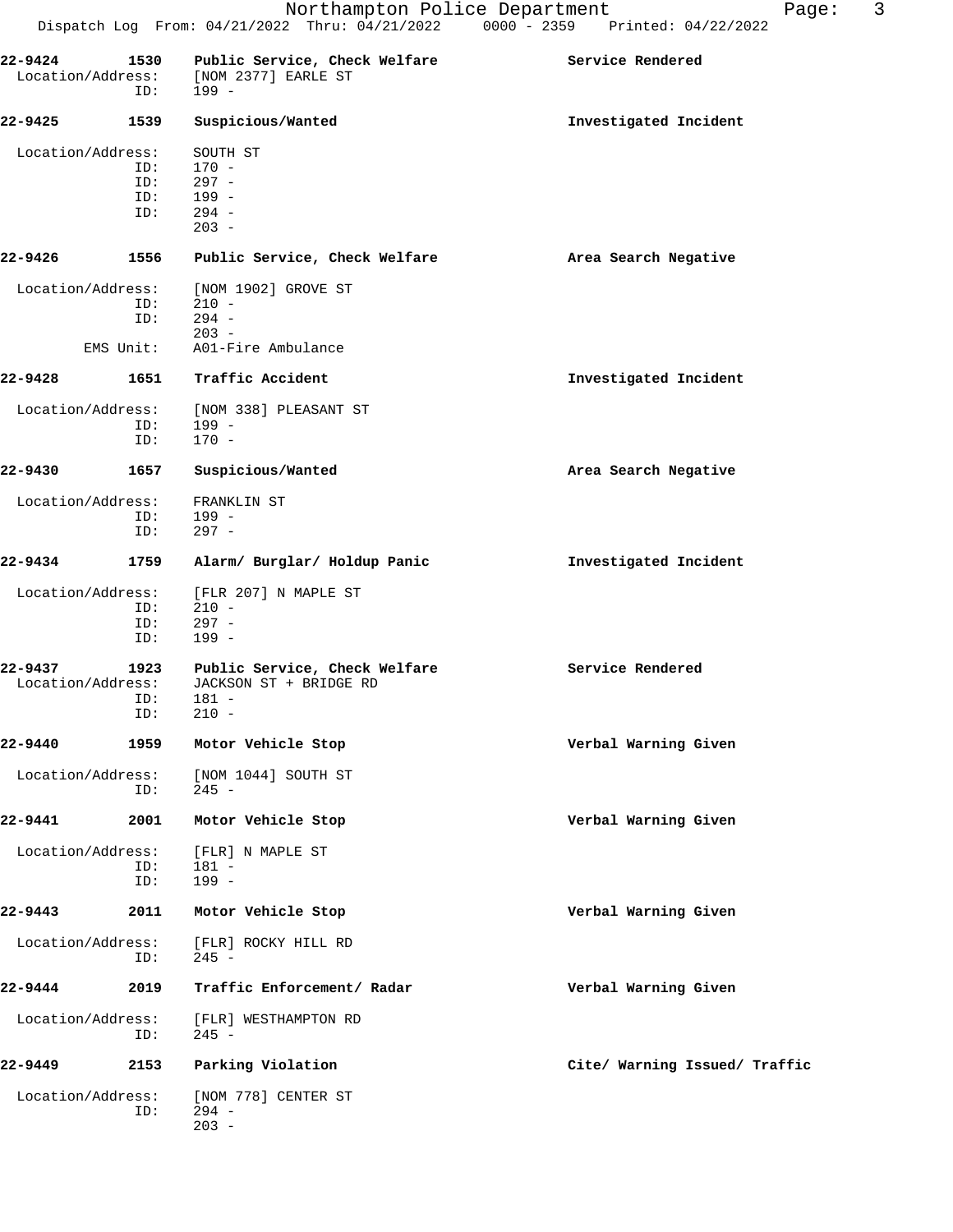**22-9424** **1530** **Public Service, Check Welfare** **Service Rendered**
Location/Address: [NOM 2377] EARLE ST
ID: 199 -

**22-9425** **1539** **Suspicious/Wanted** **Investigated Incident**

Location/Address: SOUTH ST
ID: 170 -
ID: 297 -
ID: 199 -
ID: 294 -
203 -

**22-9426** **1556** **Public Service, Check Welfare** **Area Search Negative**

Location/Address: [NOM 1902] GROVE ST
ID: 210 -
ID: 294 -
203 -
EMS Unit: A01-Fire Ambulance

**22-9428** **1651** **Traffic Accident** **Investigated Incident**

Location/Address: [NOM 338] PLEASANT ST
ID: 199 -
ID: 170 -

**22-9430** **1657** **Suspicious/Wanted** **Area Search Negative**

Location/Address: FRANKLIN ST
ID: 199 -
ID: 297 -

**22-9434** **1759** **Alarm/ Burglar/ Holdup Panic** **Investigated Incident**

Location/Address: [FLR 207] N MAPLE ST
ID: 210 -
ID: 297 -
ID: 199 -

**22-9437** **1923** **Public Service, Check Welfare** **Service Rendered**
Location/Address: JACKSON ST + BRIDGE RD
ID: 181 -
ID: 210 -

**22-9440** **1959** **Motor Vehicle Stop** **Verbal Warning Given**

Location/Address: [NOM 1044] SOUTH ST
ID: 245 -

**22-9441** **2001** **Motor Vehicle Stop** **Verbal Warning Given**

Location/Address: [FLR] N MAPLE ST
ID: 181 -
ID: 199 -

**22-9443** **2011** **Motor Vehicle Stop** **Verbal Warning Given**

Location/Address: [FLR] ROCKY HILL RD
ID: 245 -

**22-9444** **2019** **Traffic Enforcement/ Radar** **Verbal Warning Given**

Location/Address: [FLR] WESTHAMPTON RD
ID: 245 -

**22-9449** **2153** **Parking Violation** **Cite/ Warning Issued/ Traffic**

Location/Address: [NOM 778] CENTER ST
ID: 294 -
203 -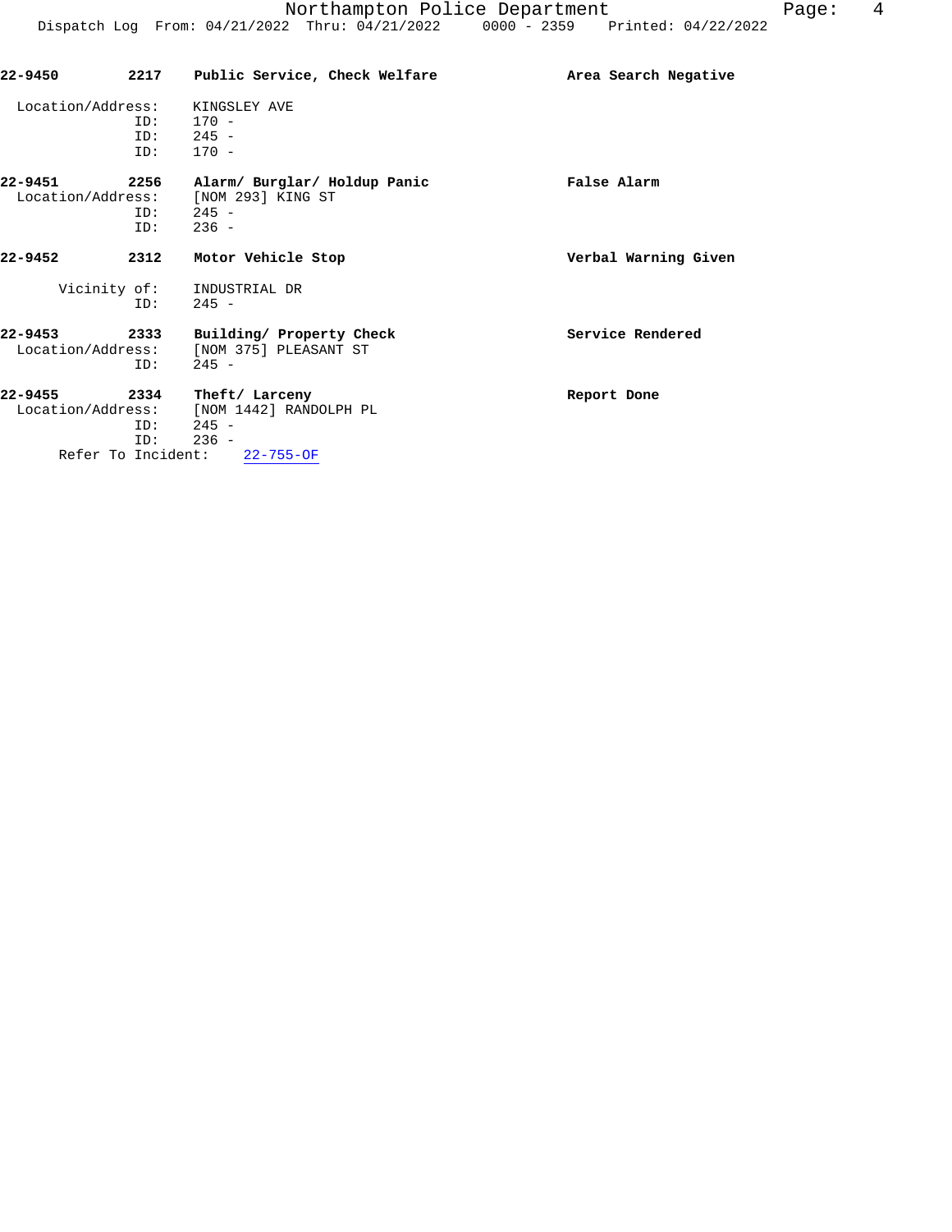**22-9450 2217 Public Service, Check Welfare — Area Search Negative**

Location/Address: KINGSLEY AVE
ID: 170 -
ID: 245 -
ID: 170 -

**22-9451 2256 Alarm/ Burglar/ Holdup Panic — False Alarm**

Location/Address: [NOM 293] KING ST
ID: 245 -
ID: 236 -

**22-9452 2312 Motor Vehicle Stop — Verbal Warning Given**

Vicinity of: INDUSTRIAL DR
ID: 245 -

**22-9453 2333 Building/ Property Check — Service Rendered**

Location/Address: [NOM 375] PLEASANT ST
ID: 245 -

**22-9455 2334 Theft/ Larceny — Report Done**

Location/Address: [NOM 1442] RANDOLPH PL
ID: 245 -
ID: 236 -
Refer To Incident: 22-755-OF